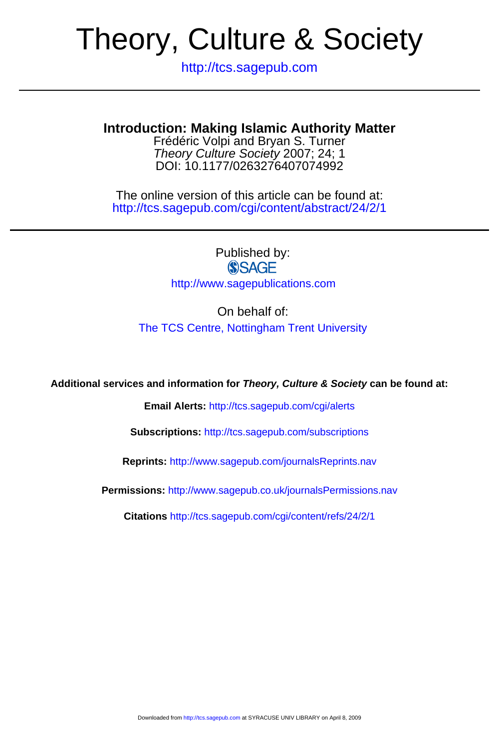# Theory, Culture & Society

http://tcs.sagepub.com

---

## Introduction: Making Islamic Authority Matter

Frédéric Volpi and Bryan S. Turner
*Theory Culture Society* 2007; 24; 1
DOI: 10.1177/0263276407074992

The online version of this article can be found at:
http://tcs.sagepub.com/cgi/content/abstract/24/2/1

---

Published by:
SAGE
http://www.sagepublications.com

On behalf of:
The TCS Centre, Nottingham Trent University

**Additional services and information for *Theory, Culture & Society* can be found at:**

**Email Alerts:** http://tcs.sagepub.com/cgi/alerts

**Subscriptions:** http://tcs.sagepub.com/subscriptions

**Reprints:** http://www.sagepub.com/journalsReprints.nav

**Permissions:** http://www.sagepub.co.uk/journalsPermissions.nav

**Citations** http://tcs.sagepub.com/cgi/content/refs/24/2/1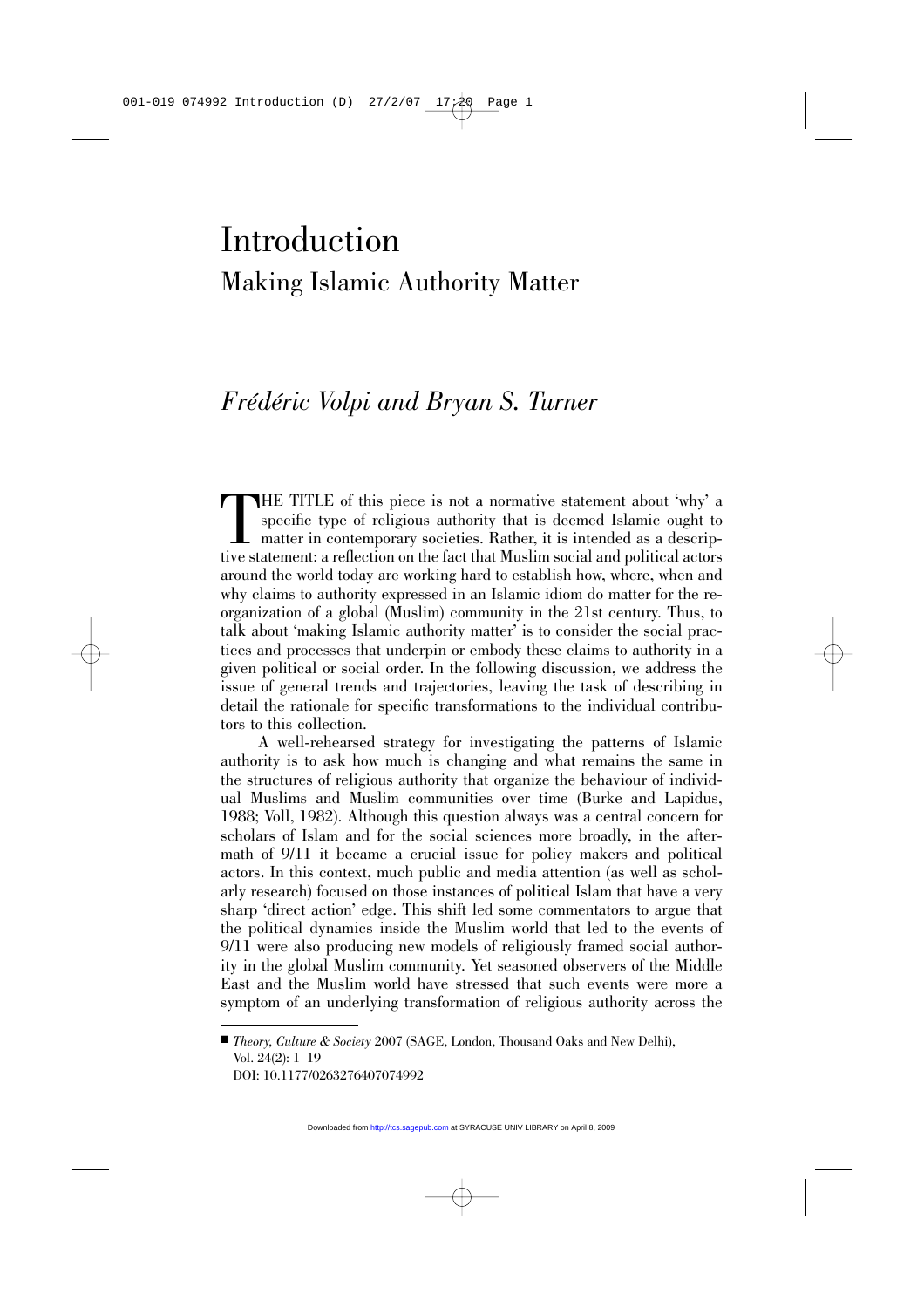# Introduction

## Making Islamic Authority Matter

*Frédéric Volpi and Bryan S. Turner*

THE TITLE of this piece is not a normative statement about 'why' a specific type of religious authority that is deemed Islamic ought to matter in contemporary societies. Rather, it is intended as a descriptive statement: a reflection on the fact that Muslim social and political actors around the world today are working hard to establish how, where, when and why claims to authority expressed in an Islamic idiom do matter for the re-organization of a global (Muslim) community in the 21st century. Thus, to talk about 'making Islamic authority matter' is to consider the social practices and processes that underpin or embody these claims to authority in a given political or social order. In the following discussion, we address the issue of general trends and trajectories, leaving the task of describing in detail the rationale for specific transformations to the individual contributors to this collection.

A well-rehearsed strategy for investigating the patterns of Islamic authority is to ask how much is changing and what remains the same in the structures of religious authority that organize the behaviour of individual Muslims and Muslim communities over time (Burke and Lapidus, 1988; Voll, 1982). Although this question always was a central concern for scholars of Islam and for the social sciences more broadly, in the aftermath of 9/11 it became a crucial issue for policy makers and political actors. In this context, much public and media attention (as well as scholarly research) focused on those instances of political Islam that have a very sharp 'direct action' edge. This shift led some commentators to argue that the political dynamics inside the Muslim world that led to the events of 9/11 were also producing new models of religiously framed social authority in the global Muslim community. Yet seasoned observers of the Middle East and the Muslim world have stressed that such events were more a symptom of an underlying transformation of religious authority across the

---

■ *Theory, Culture & Society* 2007 (SAGE, London, Thousand Oaks and New Delhi), Vol. 24(2): 1–19
DOI: 10.1177/0263276407074992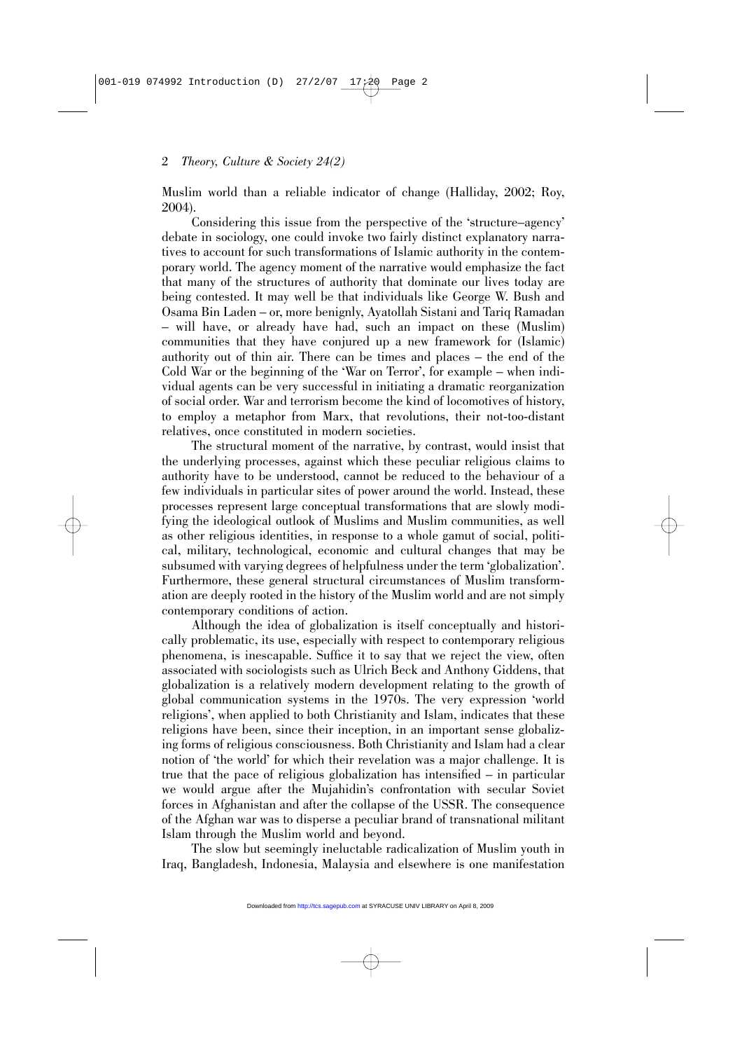Muslim world than a reliable indicator of change (Halliday, 2002; Roy, 2004).

Considering this issue from the perspective of the 'structure–agency' debate in sociology, one could invoke two fairly distinct explanatory narratives to account for such transformations of Islamic authority in the contemporary world. The agency moment of the narrative would emphasize the fact that many of the structures of authority that dominate our lives today are being contested. It may well be that individuals like George W. Bush and Osama Bin Laden – or, more benignly, Ayatollah Sistani and Tariq Ramadan – will have, or already have had, such an impact on these (Muslim) communities that they have conjured up a new framework for (Islamic) authority out of thin air. There can be times and places – the end of the Cold War or the beginning of the 'War on Terror', for example – when individual agents can be very successful in initiating a dramatic reorganization of social order. War and terrorism become the kind of locomotives of history, to employ a metaphor from Marx, that revolutions, their not-too-distant relatives, once constituted in modern societies.

The structural moment of the narrative, by contrast, would insist that the underlying processes, against which these peculiar religious claims to authority have to be understood, cannot be reduced to the behaviour of a few individuals in particular sites of power around the world. Instead, these processes represent large conceptual transformations that are slowly modifying the ideological outlook of Muslims and Muslim communities, as well as other religious identities, in response to a whole gamut of social, political, military, technological, economic and cultural changes that may be subsumed with varying degrees of helpfulness under the term 'globalization'. Furthermore, these general structural circumstances of Muslim transformation are deeply rooted in the history of the Muslim world and are not simply contemporary conditions of action.

Although the idea of globalization is itself conceptually and historically problematic, its use, especially with respect to contemporary religious phenomena, is inescapable. Suffice it to say that we reject the view, often associated with sociologists such as Ulrich Beck and Anthony Giddens, that globalization is a relatively modern development relating to the growth of global communication systems in the 1970s. The very expression 'world religions', when applied to both Christianity and Islam, indicates that these religions have been, since their inception, in an important sense globalizing forms of religious consciousness. Both Christianity and Islam had a clear notion of 'the world' for which their revelation was a major challenge. It is true that the pace of religious globalization has intensified – in particular we would argue after the Mujahidin's confrontation with secular Soviet forces in Afghanistan and after the collapse of the USSR. The consequence of the Afghan war was to disperse a peculiar brand of transnational militant Islam through the Muslim world and beyond.

The slow but seemingly ineluctable radicalization of Muslim youth in Iraq, Bangladesh, Indonesia, Malaysia and elsewhere is one manifestation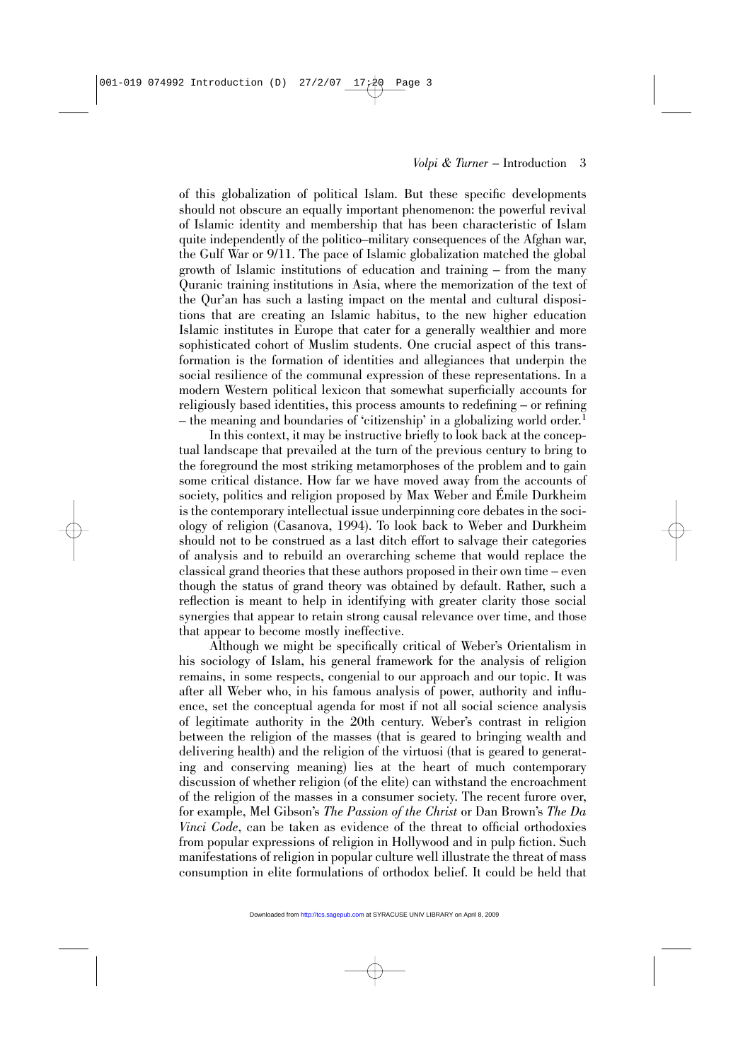of this globalization of political Islam. But these specific developments should not obscure an equally important phenomenon: the powerful revival of Islamic identity and membership that has been characteristic of Islam quite independently of the politico–military consequences of the Afghan war, the Gulf War or 9/11. The pace of Islamic globalization matched the global growth of Islamic institutions of education and training – from the many Quranic training institutions in Asia, where the memorization of the text of the Qur'an has such a lasting impact on the mental and cultural dispositions that are creating an Islamic habitus, to the new higher education Islamic institutes in Europe that cater for a generally wealthier and more sophisticated cohort of Muslim students. One crucial aspect of this transformation is the formation of identities and allegiances that underpin the social resilience of the communal expression of these representations. In a modern Western political lexicon that somewhat superficially accounts for religiously based identities, this process amounts to redefining – or refining – the meaning and boundaries of 'citizenship' in a globalizing world order.[1]

In this context, it may be instructive briefly to look back at the conceptual landscape that prevailed at the turn of the previous century to bring to the foreground the most striking metamorphoses of the problem and to gain some critical distance. How far we have moved away from the accounts of society, politics and religion proposed by Max Weber and Émile Durkheim is the contemporary intellectual issue underpinning core debates in the sociology of religion (Casanova, 1994). To look back to Weber and Durkheim should not to be construed as a last ditch effort to salvage their categories of analysis and to rebuild an overarching scheme that would replace the classical grand theories that these authors proposed in their own time – even though the status of grand theory was obtained by default. Rather, such a reflection is meant to help in identifying with greater clarity those social synergies that appear to retain strong causal relevance over time, and those that appear to become mostly ineffective.

Although we might be specifically critical of Weber's Orientalism in his sociology of Islam, his general framework for the analysis of religion remains, in some respects, congenial to our approach and our topic. It was after all Weber who, in his famous analysis of power, authority and influence, set the conceptual agenda for most if not all social science analysis of legitimate authority in the 20th century. Weber's contrast in religion between the religion of the masses (that is geared to bringing wealth and delivering health) and the religion of the virtuosi (that is geared to generating and conserving meaning) lies at the heart of much contemporary discussion of whether religion (of the elite) can withstand the encroachment of the religion of the masses in a consumer society. The recent furore over, for example, Mel Gibson's *The Passion of the Christ* or Dan Brown's *The Da Vinci Code*, can be taken as evidence of the threat to official orthodoxies from popular expressions of religion in Hollywood and in pulp fiction. Such manifestations of religion in popular culture well illustrate the threat of mass consumption in elite formulations of orthodox belief. It could be held that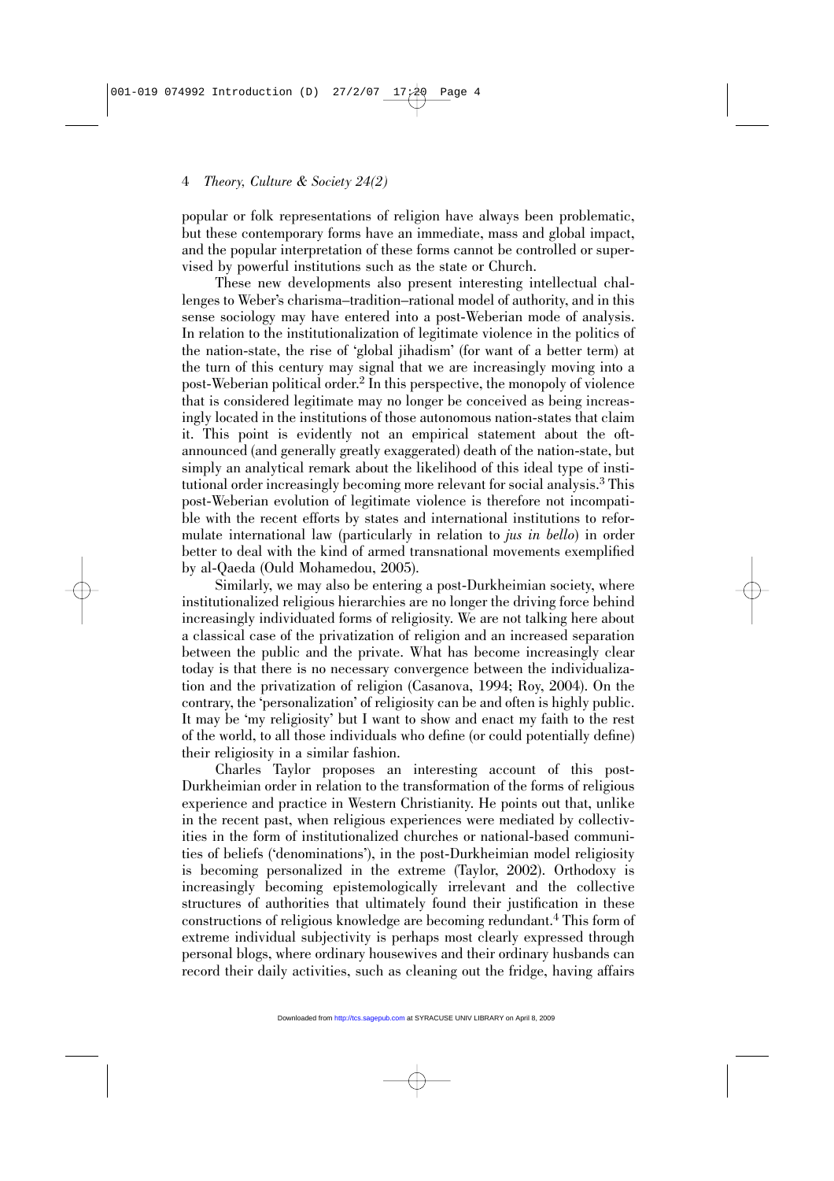popular or folk representations of religion have always been problematic, but these contemporary forms have an immediate, mass and global impact, and the popular interpretation of these forms cannot be controlled or supervised by powerful institutions such as the state or Church.

These new developments also present interesting intellectual challenges to Weber's charisma–tradition–rational model of authority, and in this sense sociology may have entered into a post-Weberian mode of analysis. In relation to the institutionalization of legitimate violence in the politics of the nation-state, the rise of 'global jihadism' (for want of a better term) at the turn of this century may signal that we are increasingly moving into a post-Weberian political order.[2] In this perspective, the monopoly of violence that is considered legitimate may no longer be conceived as being increasingly located in the institutions of those autonomous nation-states that claim it. This point is evidently not an empirical statement about the oft-announced (and generally greatly exaggerated) death of the nation-state, but simply an analytical remark about the likelihood of this ideal type of institutional order increasingly becoming more relevant for social analysis.[3] This post-Weberian evolution of legitimate violence is therefore not incompatible with the recent efforts by states and international institutions to reformulate international law (particularly in relation to *jus in bello*) in order better to deal with the kind of armed transnational movements exemplified by al-Qaeda (Ould Mohamedou, 2005).

Similarly, we may also be entering a post-Durkheimian society, where institutionalized religious hierarchies are no longer the driving force behind increasingly individuated forms of religiosity. We are not talking here about a classical case of the privatization of religion and an increased separation between the public and the private. What has become increasingly clear today is that there is no necessary convergence between the individualization and the privatization of religion (Casanova, 1994; Roy, 2004). On the contrary, the 'personalization' of religiosity can be and often is highly public. It may be 'my religiosity' but I want to show and enact my faith to the rest of the world, to all those individuals who define (or could potentially define) their religiosity in a similar fashion.

Charles Taylor proposes an interesting account of this post-Durkheimian order in relation to the transformation of the forms of religious experience and practice in Western Christianity. He points out that, unlike in the recent past, when religious experiences were mediated by collectivities in the form of institutionalized churches or national-based communities of beliefs ('denominations'), in the post-Durkheimian model religiosity is becoming personalized in the extreme (Taylor, 2002). Orthodoxy is increasingly becoming epistemologically irrelevant and the collective structures of authorities that ultimately found their justification in these constructions of religious knowledge are becoming redundant.[4] This form of extreme individual subjectivity is perhaps most clearly expressed through personal blogs, where ordinary housewives and their ordinary husbands can record their daily activities, such as cleaning out the fridge, having affairs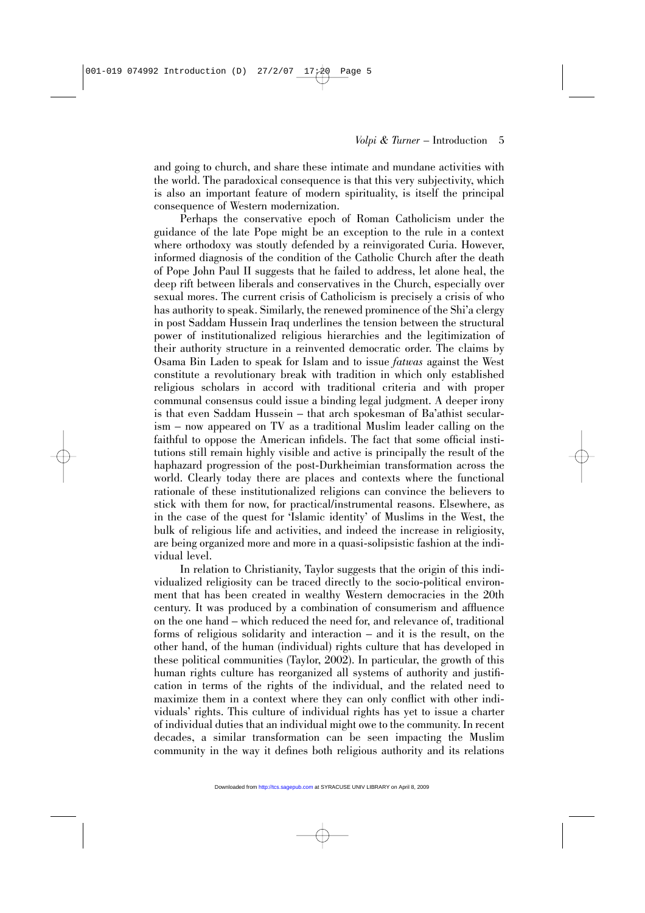and going to church, and share these intimate and mundane activities with the world. The paradoxical consequence is that this very subjectivity, which is also an important feature of modern spirituality, is itself the principal consequence of Western modernization.

Perhaps the conservative epoch of Roman Catholicism under the guidance of the late Pope might be an exception to the rule in a context where orthodoxy was stoutly defended by a reinvigorated Curia. However, informed diagnosis of the condition of the Catholic Church after the death of Pope John Paul II suggests that he failed to address, let alone heal, the deep rift between liberals and conservatives in the Church, especially over sexual mores. The current crisis of Catholicism is precisely a crisis of who has authority to speak. Similarly, the renewed prominence of the Shi'a clergy in post Saddam Hussein Iraq underlines the tension between the structural power of institutionalized religious hierarchies and the legitimization of their authority structure in a reinvented democratic order. The claims by Osama Bin Laden to speak for Islam and to issue *fatwas* against the West constitute a revolutionary break with tradition in which only established religious scholars in accord with traditional criteria and with proper communal consensus could issue a binding legal judgment. A deeper irony is that even Saddam Hussein – that arch spokesman of Ba'athist secularism – now appeared on TV as a traditional Muslim leader calling on the faithful to oppose the American infidels. The fact that some official institutions still remain highly visible and active is principally the result of the haphazard progression of the post-Durkheimian transformation across the world. Clearly today there are places and contexts where the functional rationale of these institutionalized religions can convince the believers to stick with them for now, for practical/instrumental reasons. Elsewhere, as in the case of the quest for 'Islamic identity' of Muslims in the West, the bulk of religious life and activities, and indeed the increase in religiosity, are being organized more and more in a quasi-solipsistic fashion at the individual level.

In relation to Christianity, Taylor suggests that the origin of this individualized religiosity can be traced directly to the socio-political environment that has been created in wealthy Western democracies in the 20th century. It was produced by a combination of consumerism and affluence on the one hand – which reduced the need for, and relevance of, traditional forms of religious solidarity and interaction – and it is the result, on the other hand, of the human (individual) rights culture that has developed in these political communities (Taylor, 2002). In particular, the growth of this human rights culture has reorganized all systems of authority and justification in terms of the rights of the individual, and the related need to maximize them in a context where they can only conflict with other individuals' rights. This culture of individual rights has yet to issue a charter of individual duties that an individual might owe to the community. In recent decades, a similar transformation can be seen impacting the Muslim community in the way it defines both religious authority and its relations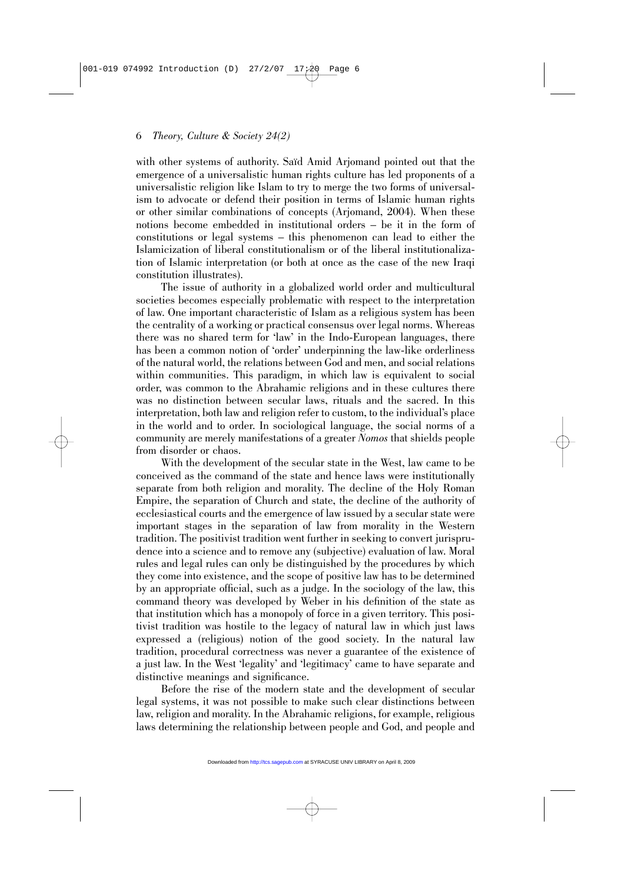with other systems of authority. Saïd Amid Arjomand pointed out that the emergence of a universalistic human rights culture has led proponents of a universalistic religion like Islam to try to merge the two forms of universalism to advocate or defend their position in terms of Islamic human rights or other similar combinations of concepts (Arjomand, 2004). When these notions become embedded in institutional orders – be it in the form of constitutions or legal systems – this phenomenon can lead to either the Islamicization of liberal constitutionalism or of the liberal institutionalization of Islamic interpretation (or both at once as the case of the new Iraqi constitution illustrates).

The issue of authority in a globalized world order and multicultural societies becomes especially problematic with respect to the interpretation of law. One important characteristic of Islam as a religious system has been the centrality of a working or practical consensus over legal norms. Whereas there was no shared term for 'law' in the Indo-European languages, there has been a common notion of 'order' underpinning the law-like orderliness of the natural world, the relations between God and men, and social relations within communities. This paradigm, in which law is equivalent to social order, was common to the Abrahamic religions and in these cultures there was no distinction between secular laws, rituals and the sacred. In this interpretation, both law and religion refer to custom, to the individual's place in the world and to order. In sociological language, the social norms of a community are merely manifestations of a greater *Nomos* that shields people from disorder or chaos.

With the development of the secular state in the West, law came to be conceived as the command of the state and hence laws were institutionally separate from both religion and morality. The decline of the Holy Roman Empire, the separation of Church and state, the decline of the authority of ecclesiastical courts and the emergence of law issued by a secular state were important stages in the separation of law from morality in the Western tradition. The positivist tradition went further in seeking to convert jurisprudence into a science and to remove any (subjective) evaluation of law. Moral rules and legal rules can only be distinguished by the procedures by which they come into existence, and the scope of positive law has to be determined by an appropriate official, such as a judge. In the sociology of the law, this command theory was developed by Weber in his definition of the state as that institution which has a monopoly of force in a given territory. This positivist tradition was hostile to the legacy of natural law in which just laws expressed a (religious) notion of the good society. In the natural law tradition, procedural correctness was never a guarantee of the existence of a just law. In the West 'legality' and 'legitimacy' came to have separate and distinctive meanings and significance.

Before the rise of the modern state and the development of secular legal systems, it was not possible to make such clear distinctions between law, religion and morality. In the Abrahamic religions, for example, religious laws determining the relationship between people and God, and people and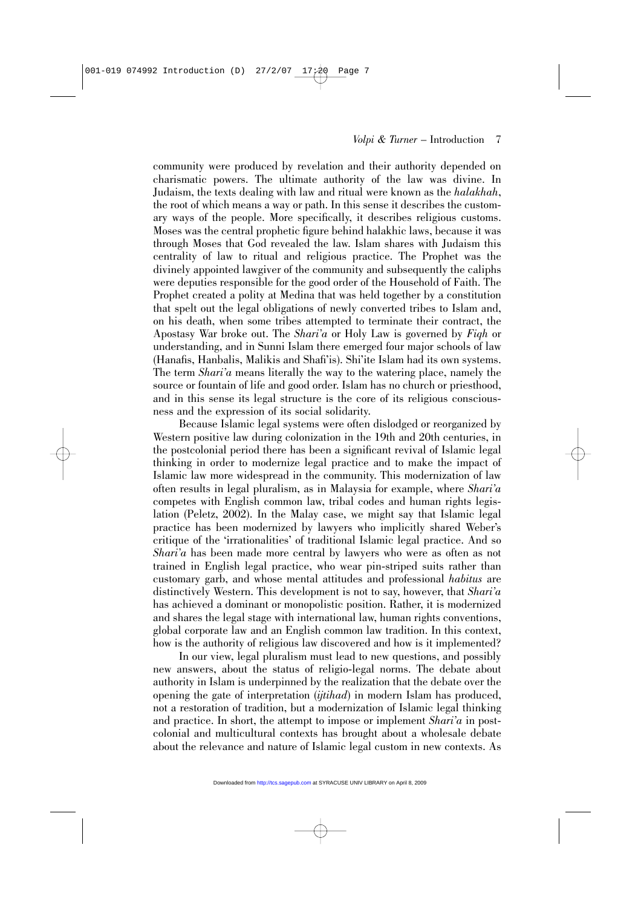community were produced by revelation and their authority depended on charismatic powers. The ultimate authority of the law was divine. In Judaism, the texts dealing with law and ritual were known as the *halakhah*, the root of which means a way or path. In this sense it describes the customary ways of the people. More specifically, it describes religious customs. Moses was the central prophetic figure behind halakhic laws, because it was through Moses that God revealed the law. Islam shares with Judaism this centrality of law to ritual and religious practice. The Prophet was the divinely appointed lawgiver of the community and subsequently the caliphs were deputies responsible for the good order of the Household of Faith. The Prophet created a polity at Medina that was held together by a constitution that spelt out the legal obligations of newly converted tribes to Islam and, on his death, when some tribes attempted to terminate their contract, the Apostasy War broke out. The *Shari'a* or Holy Law is governed by *Fiqh* or understanding, and in Sunni Islam there emerged four major schools of law (Hanafis, Hanbalis, Malikis and Shafi'is). Shi'ite Islam had its own systems. The term *Shari'a* means literally the way to the watering place, namely the source or fountain of life and good order. Islam has no church or priesthood, and in this sense its legal structure is the core of its religious consciousness and the expression of its social solidarity.

Because Islamic legal systems were often dislodged or reorganized by Western positive law during colonization in the 19th and 20th centuries, in the postcolonial period there has been a significant revival of Islamic legal thinking in order to modernize legal practice and to make the impact of Islamic law more widespread in the community. This modernization of law often results in legal pluralism, as in Malaysia for example, where *Shari'a* competes with English common law, tribal codes and human rights legislation (Peletz, 2002). In the Malay case, we might say that Islamic legal practice has been modernized by lawyers who implicitly shared Weber's critique of the 'irrationalities' of traditional Islamic legal practice. And so *Shari'a* has been made more central by lawyers who were as often as not trained in English legal practice, who wear pin-striped suits rather than customary garb, and whose mental attitudes and professional *habitus* are distinctively Western. This development is not to say, however, that *Shari'a* has achieved a dominant or monopolistic position. Rather, it is modernized and shares the legal stage with international law, human rights conventions, global corporate law and an English common law tradition. In this context, how is the authority of religious law discovered and how is it implemented?

In our view, legal pluralism must lead to new questions, and possibly new answers, about the status of religio-legal norms. The debate about authority in Islam is underpinned by the realization that the debate over the opening the gate of interpretation (*ijtihad*) in modern Islam has produced, not a restoration of tradition, but a modernization of Islamic legal thinking and practice. In short, the attempt to impose or implement *Shari'a* in postcolonial and multicultural contexts has brought about a wholesale debate about the relevance and nature of Islamic legal custom in new contexts. As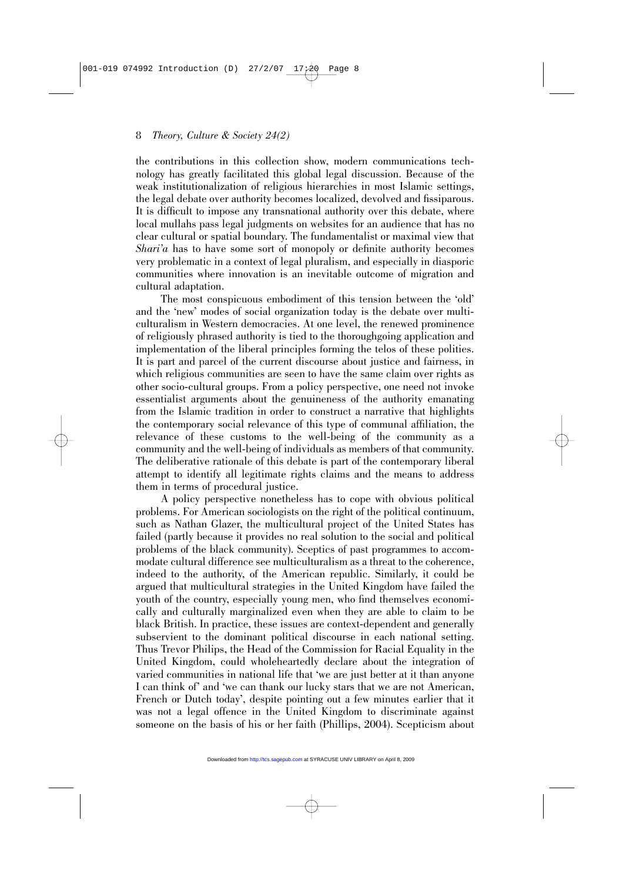the contributions in this collection show, modern communications technology has greatly facilitated this global legal discussion. Because of the weak institutionalization of religious hierarchies in most Islamic settings, the legal debate over authority becomes localized, devolved and fissiparous. It is difficult to impose any transnational authority over this debate, where local mullahs pass legal judgments on websites for an audience that has no clear cultural or spatial boundary. The fundamentalist or maximal view that *Shari'a* has to have some sort of monopoly or definite authority becomes very problematic in a context of legal pluralism, and especially in diasporic communities where innovation is an inevitable outcome of migration and cultural adaptation.

The most conspicuous embodiment of this tension between the 'old' and the 'new' modes of social organization today is the debate over multiculturalism in Western democracies. At one level, the renewed prominence of religiously phrased authority is tied to the thoroughgoing application and implementation of the liberal principles forming the telos of these polities. It is part and parcel of the current discourse about justice and fairness, in which religious communities are seen to have the same claim over rights as other socio-cultural groups. From a policy perspective, one need not invoke essentialist arguments about the genuineness of the authority emanating from the Islamic tradition in order to construct a narrative that highlights the contemporary social relevance of this type of communal affiliation, the relevance of these customs to the well-being of the community as a community and the well-being of individuals as members of that community. The deliberative rationale of this debate is part of the contemporary liberal attempt to identify all legitimate rights claims and the means to address them in terms of procedural justice.

A policy perspective nonetheless has to cope with obvious political problems. For American sociologists on the right of the political continuum, such as Nathan Glazer, the multicultural project of the United States has failed (partly because it provides no real solution to the social and political problems of the black community). Sceptics of past programmes to accommodate cultural difference see multiculturalism as a threat to the coherence, indeed to the authority, of the American republic. Similarly, it could be argued that multicultural strategies in the United Kingdom have failed the youth of the country, especially young men, who find themselves economically and culturally marginalized even when they are able to claim to be black British. In practice, these issues are context-dependent and generally subservient to the dominant political discourse in each national setting. Thus Trevor Philips, the Head of the Commission for Racial Equality in the United Kingdom, could wholeheartedly declare about the integration of varied communities in national life that 'we are just better at it than anyone I can think of' and 'we can thank our lucky stars that we are not American, French or Dutch today', despite pointing out a few minutes earlier that it was not a legal offence in the United Kingdom to discriminate against someone on the basis of his or her faith (Phillips, 2004). Scepticism about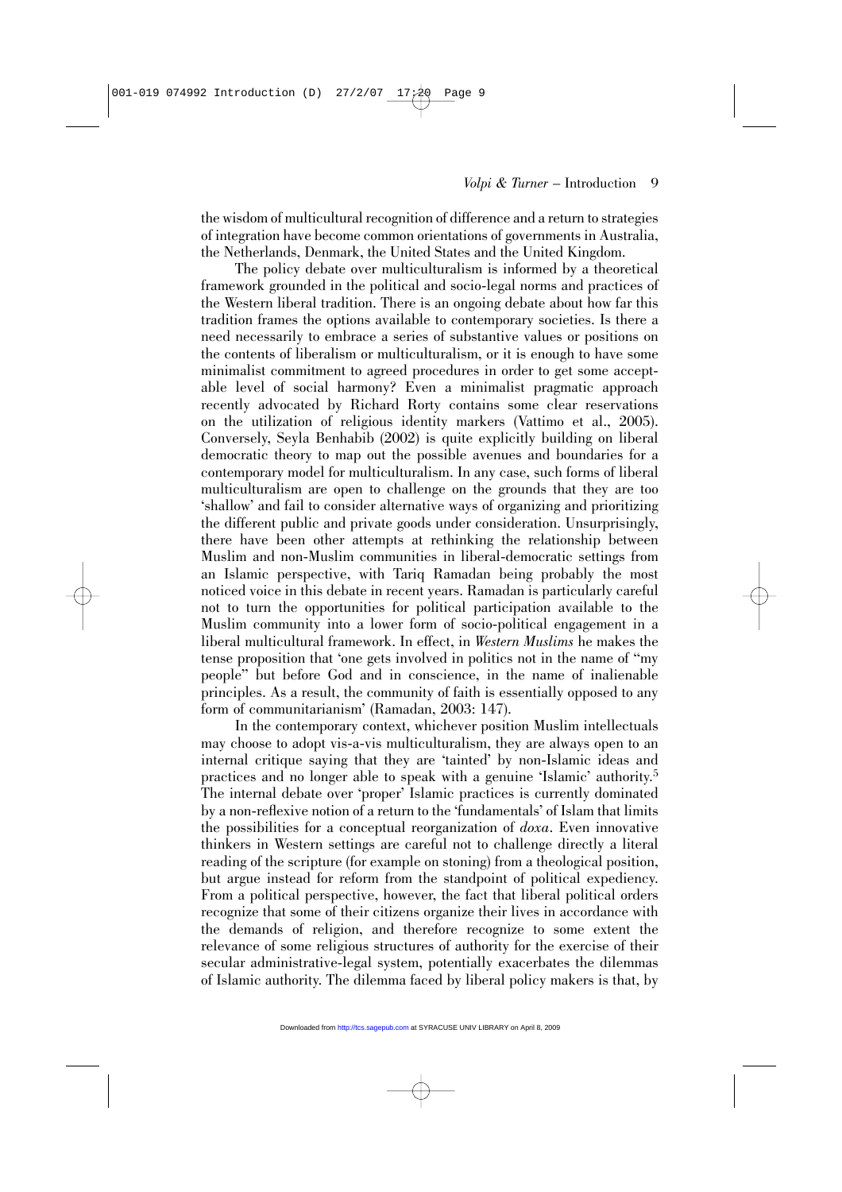the wisdom of multicultural recognition of difference and a return to strategies of integration have become common orientations of governments in Australia, the Netherlands, Denmark, the United States and the United Kingdom.

The policy debate over multiculturalism is informed by a theoretical framework grounded in the political and socio-legal norms and practices of the Western liberal tradition. There is an ongoing debate about how far this tradition frames the options available to contemporary societies. Is there a need necessarily to embrace a series of substantive values or positions on the contents of liberalism or multiculturalism, or it is enough to have some minimalist commitment to agreed procedures in order to get some acceptable level of social harmony? Even a minimalist pragmatic approach recently advocated by Richard Rorty contains some clear reservations on the utilization of religious identity markers (Vattimo et al., 2005). Conversely, Seyla Benhabib (2002) is quite explicitly building on liberal democratic theory to map out the possible avenues and boundaries for a contemporary model for multiculturalism. In any case, such forms of liberal multiculturalism are open to challenge on the grounds that they are too 'shallow' and fail to consider alternative ways of organizing and prioritizing the different public and private goods under consideration. Unsurprisingly, there have been other attempts at rethinking the relationship between Muslim and non-Muslim communities in liberal-democratic settings from an Islamic perspective, with Tariq Ramadan being probably the most noticed voice in this debate in recent years. Ramadan is particularly careful not to turn the opportunities for political participation available to the Muslim community into a lower form of socio-political engagement in a liberal multicultural framework. In effect, in *Western Muslims* he makes the tense proposition that 'one gets involved in politics not in the name of "my people" but before God and in conscience, in the name of inalienable principles. As a result, the community of faith is essentially opposed to any form of communitarianism' (Ramadan, 2003: 147).

In the contemporary context, whichever position Muslim intellectuals may choose to adopt vis-a-vis multiculturalism, they are always open to an internal critique saying that they are 'tainted' by non-Islamic ideas and practices and no longer able to speak with a genuine 'Islamic' authority.[5] The internal debate over 'proper' Islamic practices is currently dominated by a non-reflexive notion of a return to the 'fundamentals' of Islam that limits the possibilities for a conceptual reorganization of *doxa*. Even innovative thinkers in Western settings are careful not to challenge directly a literal reading of the scripture (for example on stoning) from a theological position, but argue instead for reform from the standpoint of political expediency. From a political perspective, however, the fact that liberal political orders recognize that some of their citizens organize their lives in accordance with the demands of religion, and therefore recognize to some extent the relevance of some religious structures of authority for the exercise of their secular administrative-legal system, potentially exacerbates the dilemmas of Islamic authority. The dilemma faced by liberal policy makers is that, by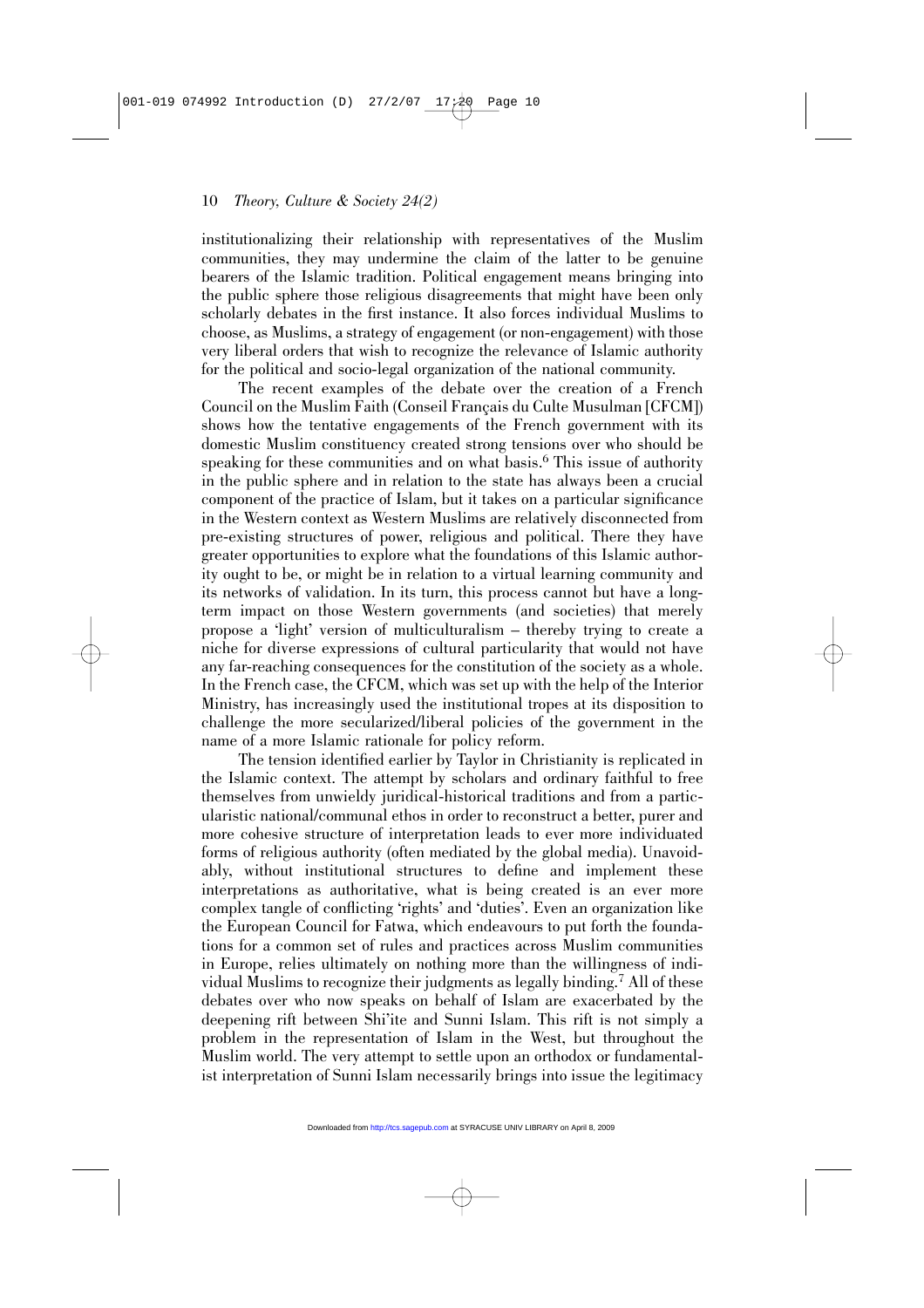institutionalizing their relationship with representatives of the Muslim communities, they may undermine the claim of the latter to be genuine bearers of the Islamic tradition. Political engagement means bringing into the public sphere those religious disagreements that might have been only scholarly debates in the first instance. It also forces individual Muslims to choose, as Muslims, a strategy of engagement (or non-engagement) with those very liberal orders that wish to recognize the relevance of Islamic authority for the political and socio-legal organization of the national community.

The recent examples of the debate over the creation of a French Council on the Muslim Faith (Conseil Français du Culte Musulman [CFCM]) shows how the tentative engagements of the French government with its domestic Muslim constituency created strong tensions over who should be speaking for these communities and on what basis.[6] This issue of authority in the public sphere and in relation to the state has always been a crucial component of the practice of Islam, but it takes on a particular significance in the Western context as Western Muslims are relatively disconnected from pre-existing structures of power, religious and political. There they have greater opportunities to explore what the foundations of this Islamic authority ought to be, or might be in relation to a virtual learning community and its networks of validation. In its turn, this process cannot but have a long-term impact on those Western governments (and societies) that merely propose a 'light' version of multiculturalism – thereby trying to create a niche for diverse expressions of cultural particularity that would not have any far-reaching consequences for the constitution of the society as a whole. In the French case, the CFCM, which was set up with the help of the Interior Ministry, has increasingly used the institutional tropes at its disposition to challenge the more secularized/liberal policies of the government in the name of a more Islamic rationale for policy reform.

The tension identified earlier by Taylor in Christianity is replicated in the Islamic context. The attempt by scholars and ordinary faithful to free themselves from unwieldy juridical-historical traditions and from a particularistic national/communal ethos in order to reconstruct a better, purer and more cohesive structure of interpretation leads to ever more individuated forms of religious authority (often mediated by the global media). Unavoidably, without institutional structures to define and implement these interpretations as authoritative, what is being created is an ever more complex tangle of conflicting 'rights' and 'duties'. Even an organization like the European Council for Fatwa, which endeavours to put forth the foundations for a common set of rules and practices across Muslim communities in Europe, relies ultimately on nothing more than the willingness of individual Muslims to recognize their judgments as legally binding.[7] All of these debates over who now speaks on behalf of Islam are exacerbated by the deepening rift between Shi'ite and Sunni Islam. This rift is not simply a problem in the representation of Islam in the West, but throughout the Muslim world. The very attempt to settle upon an orthodox or fundamentalist interpretation of Sunni Islam necessarily brings into issue the legitimacy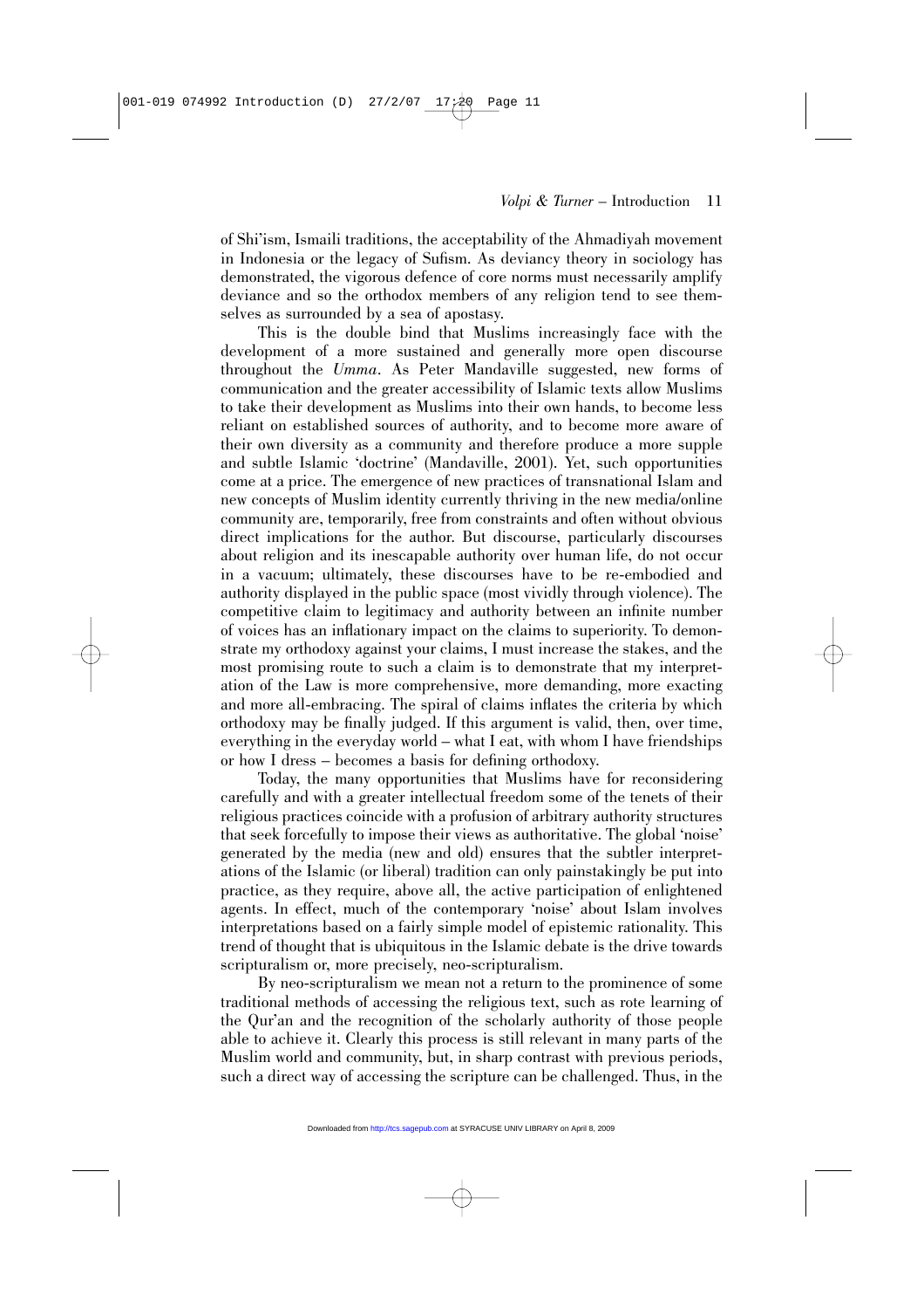of Shi'ism, Ismaili traditions, the acceptability of the Ahmadiyah movement in Indonesia or the legacy of Sufism. As deviancy theory in sociology has demonstrated, the vigorous defence of core norms must necessarily amplify deviance and so the orthodox members of any religion tend to see themselves as surrounded by a sea of apostasy.

This is the double bind that Muslims increasingly face with the development of a more sustained and generally more open discourse throughout the *Umma*. As Peter Mandaville suggested, new forms of communication and the greater accessibility of Islamic texts allow Muslims to take their development as Muslims into their own hands, to become less reliant on established sources of authority, and to become more aware of their own diversity as a community and therefore produce a more supple and subtle Islamic 'doctrine' (Mandaville, 2001). Yet, such opportunities come at a price. The emergence of new practices of transnational Islam and new concepts of Muslim identity currently thriving in the new media/online community are, temporarily, free from constraints and often without obvious direct implications for the author. But discourse, particularly discourses about religion and its inescapable authority over human life, do not occur in a vacuum; ultimately, these discourses have to be re-embodied and authority displayed in the public space (most vividly through violence). The competitive claim to legitimacy and authority between an infinite number of voices has an inflationary impact on the claims to superiority. To demonstrate my orthodoxy against your claims, I must increase the stakes, and the most promising route to such a claim is to demonstrate that my interpretation of the Law is more comprehensive, more demanding, more exacting and more all-embracing. The spiral of claims inflates the criteria by which orthodoxy may be finally judged. If this argument is valid, then, over time, everything in the everyday world – what I eat, with whom I have friendships or how I dress – becomes a basis for defining orthodoxy.

Today, the many opportunities that Muslims have for reconsidering carefully and with a greater intellectual freedom some of the tenets of their religious practices coincide with a profusion of arbitrary authority structures that seek forcefully to impose their views as authoritative. The global 'noise' generated by the media (new and old) ensures that the subtler interpretations of the Islamic (or liberal) tradition can only painstakingly be put into practice, as they require, above all, the active participation of enlightened agents. In effect, much of the contemporary 'noise' about Islam involves interpretations based on a fairly simple model of epistemic rationality. This trend of thought that is ubiquitous in the Islamic debate is the drive towards scripturalism or, more precisely, neo-scripturalism.

By neo-scripturalism we mean not a return to the prominence of some traditional methods of accessing the religious text, such as rote learning of the Qur'an and the recognition of the scholarly authority of those people able to achieve it. Clearly this process is still relevant in many parts of the Muslim world and community, but, in sharp contrast with previous periods, such a direct way of accessing the scripture can be challenged. Thus, in the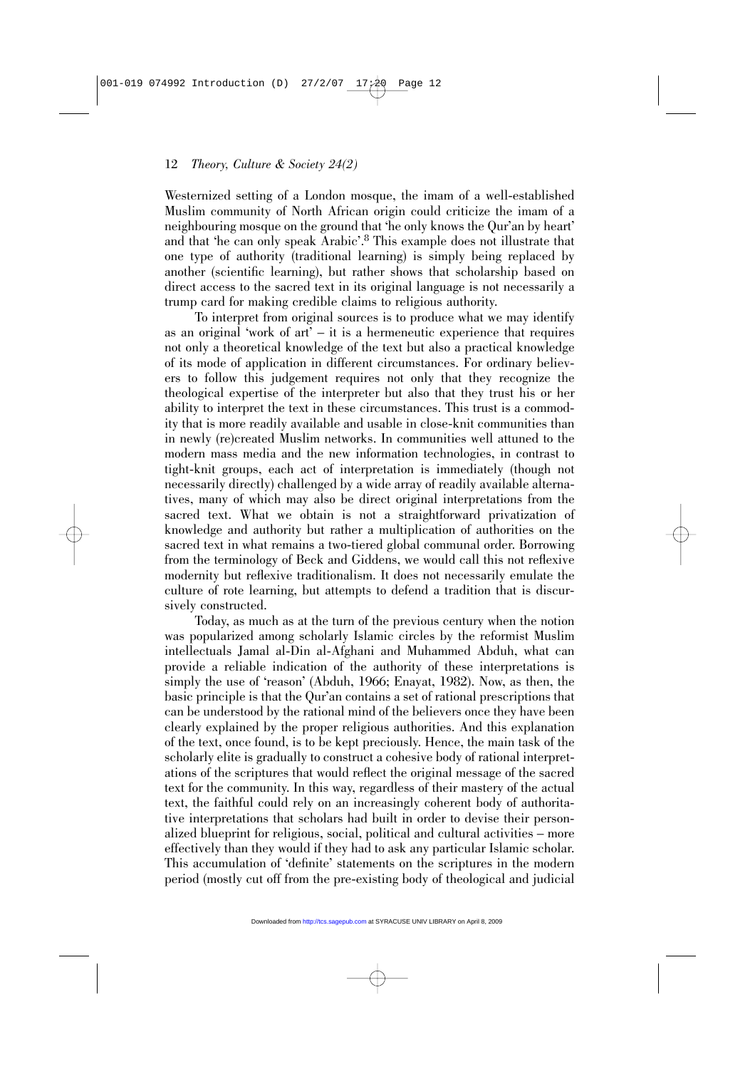Westernized setting of a London mosque, the imam of a well-established Muslim community of North African origin could criticize the imam of a neighbouring mosque on the ground that 'he only knows the Qur'an by heart' and that 'he can only speak Arabic'.[8] This example does not illustrate that one type of authority (traditional learning) is simply being replaced by another (scientific learning), but rather shows that scholarship based on direct access to the sacred text in its original language is not necessarily a trump card for making credible claims to religious authority.

To interpret from original sources is to produce what we may identify as an original 'work of art' – it is a hermeneutic experience that requires not only a theoretical knowledge of the text but also a practical knowledge of its mode of application in different circumstances. For ordinary believers to follow this judgement requires not only that they recognize the theological expertise of the interpreter but also that they trust his or her ability to interpret the text in these circumstances. This trust is a commodity that is more readily available and usable in close-knit communities than in newly (re)created Muslim networks. In communities well attuned to the modern mass media and the new information technologies, in contrast to tight-knit groups, each act of interpretation is immediately (though not necessarily directly) challenged by a wide array of readily available alternatives, many of which may also be direct original interpretations from the sacred text. What we obtain is not a straightforward privatization of knowledge and authority but rather a multiplication of authorities on the sacred text in what remains a two-tiered global communal order. Borrowing from the terminology of Beck and Giddens, we would call this not reflexive modernity but reflexive traditionalism. It does not necessarily emulate the culture of rote learning, but attempts to defend a tradition that is discursively constructed.

Today, as much as at the turn of the previous century when the notion was popularized among scholarly Islamic circles by the reformist Muslim intellectuals Jamal al-Din al-Afghani and Muhammed Abduh, what can provide a reliable indication of the authority of these interpretations is simply the use of 'reason' (Abduh, 1966; Enayat, 1982). Now, as then, the basic principle is that the Qur'an contains a set of rational prescriptions that can be understood by the rational mind of the believers once they have been clearly explained by the proper religious authorities. And this explanation of the text, once found, is to be kept preciously. Hence, the main task of the scholarly elite is gradually to construct a cohesive body of rational interpretations of the scriptures that would reflect the original message of the sacred text for the community. In this way, regardless of their mastery of the actual text, the faithful could rely on an increasingly coherent body of authoritative interpretations that scholars had built in order to devise their personalized blueprint for religious, social, political and cultural activities – more effectively than they would if they had to ask any particular Islamic scholar. This accumulation of 'definite' statements on the scriptures in the modern period (mostly cut off from the pre-existing body of theological and judicial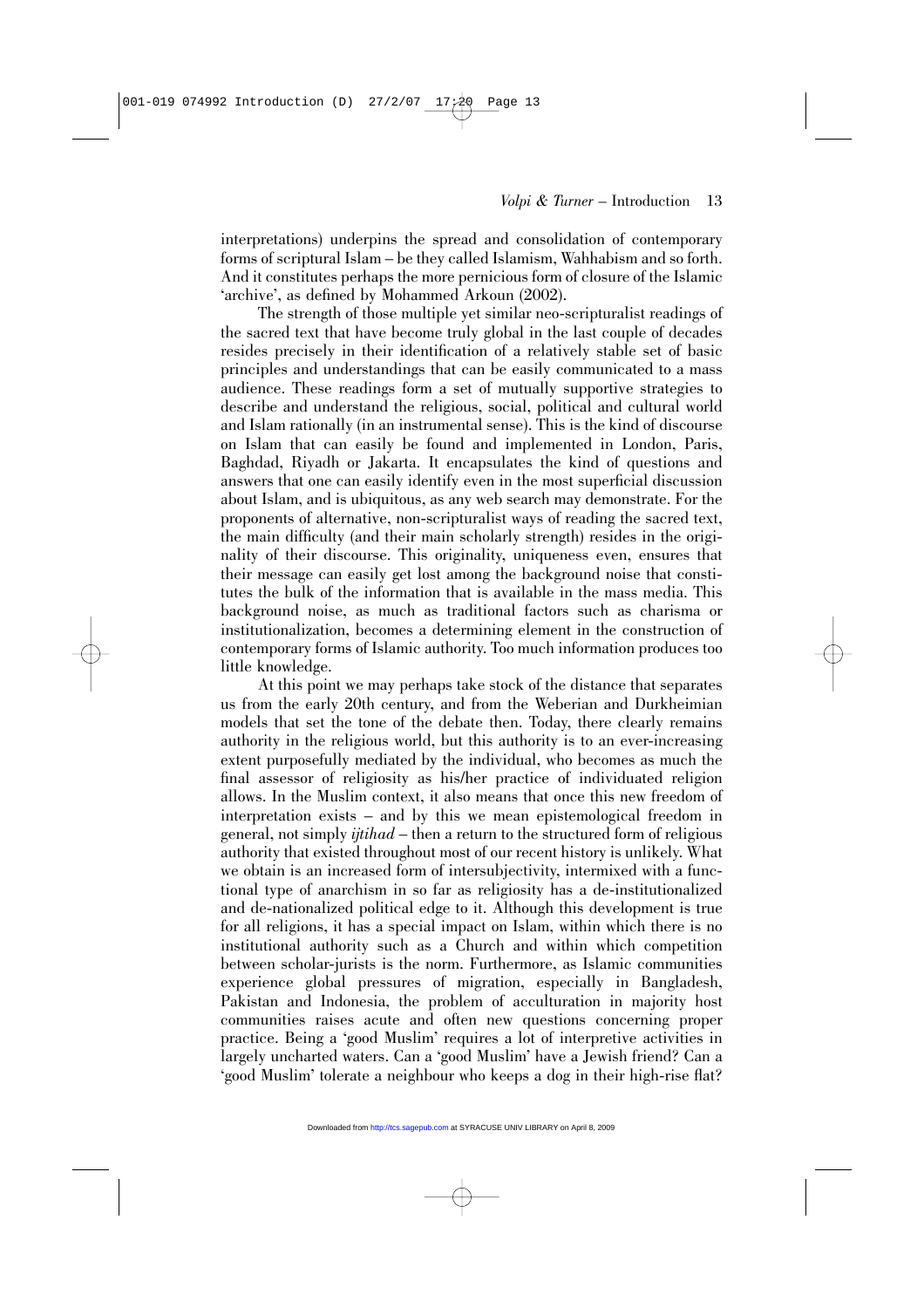interpretations) underpins the spread and consolidation of contemporary forms of scriptural Islam – be they called Islamism, Wahhabism and so forth. And it constitutes perhaps the more pernicious form of closure of the Islamic 'archive', as defined by Mohammed Arkoun (2002).

The strength of those multiple yet similar neo-scripturalist readings of the sacred text that have become truly global in the last couple of decades resides precisely in their identification of a relatively stable set of basic principles and understandings that can be easily communicated to a mass audience. These readings form a set of mutually supportive strategies to describe and understand the religious, social, political and cultural world and Islam rationally (in an instrumental sense). This is the kind of discourse on Islam that can easily be found and implemented in London, Paris, Baghdad, Riyadh or Jakarta. It encapsulates the kind of questions and answers that one can easily identify even in the most superficial discussion about Islam, and is ubiquitous, as any web search may demonstrate. For the proponents of alternative, non-scripturalist ways of reading the sacred text, the main difficulty (and their main scholarly strength) resides in the originality of their discourse. This originality, uniqueness even, ensures that their message can easily get lost among the background noise that constitutes the bulk of the information that is available in the mass media. This background noise, as much as traditional factors such as charisma or institutionalization, becomes a determining element in the construction of contemporary forms of Islamic authority. Too much information produces too little knowledge.

At this point we may perhaps take stock of the distance that separates us from the early 20th century, and from the Weberian and Durkheimian models that set the tone of the debate then. Today, there clearly remains authority in the religious world, but this authority is to an ever-increasing extent purposefully mediated by the individual, who becomes as much the final assessor of religiosity as his/her practice of individuated religion allows. In the Muslim context, it also means that once this new freedom of interpretation exists – and by this we mean epistemological freedom in general, not simply *ijtihad* – then a return to the structured form of religious authority that existed throughout most of our recent history is unlikely. What we obtain is an increased form of intersubjectivity, intermixed with a functional type of anarchism in so far as religiosity has a de-institutionalized and de-nationalized political edge to it. Although this development is true for all religions, it has a special impact on Islam, within which there is no institutional authority such as a Church and within which competition between scholar-jurists is the norm. Furthermore, as Islamic communities experience global pressures of migration, especially in Bangladesh, Pakistan and Indonesia, the problem of acculturation in majority host communities raises acute and often new questions concerning proper practice. Being a 'good Muslim' requires a lot of interpretive activities in largely uncharted waters. Can a 'good Muslim' have a Jewish friend? Can a 'good Muslim' tolerate a neighbour who keeps a dog in their high-rise flat?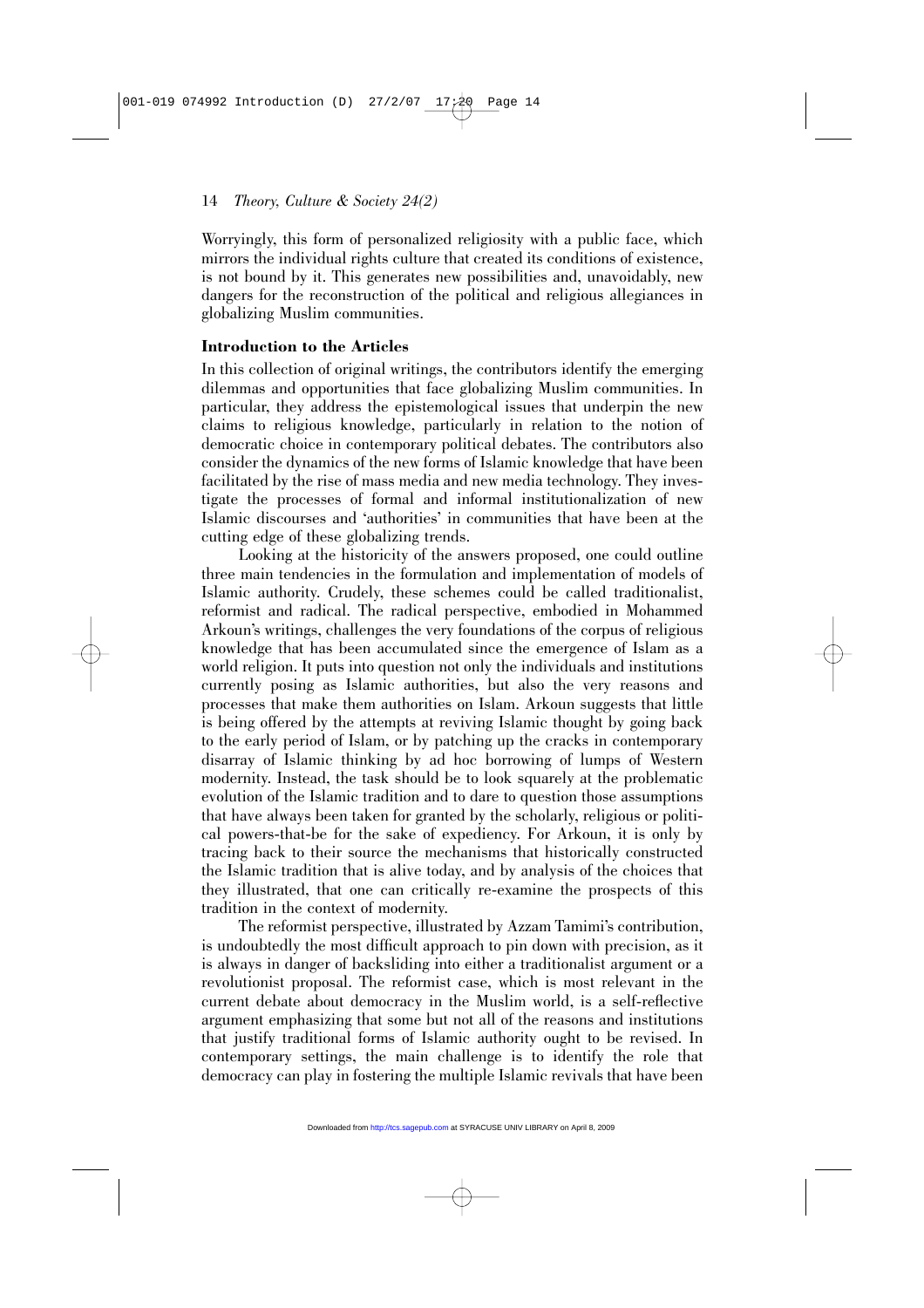Worryingly, this form of personalized religiosity with a public face, which mirrors the individual rights culture that created its conditions of existence, is not bound by it. This generates new possibilities and, unavoidably, new dangers for the reconstruction of the political and religious allegiances in globalizing Muslim communities.

## Introduction to the Articles

In this collection of original writings, the contributors identify the emerging dilemmas and opportunities that face globalizing Muslim communities. In particular, they address the epistemological issues that underpin the new claims to religious knowledge, particularly in relation to the notion of democratic choice in contemporary political debates. The contributors also consider the dynamics of the new forms of Islamic knowledge that have been facilitated by the rise of mass media and new media technology. They investigate the processes of formal and informal institutionalization of new Islamic discourses and 'authorities' in communities that have been at the cutting edge of these globalizing trends.

Looking at the historicity of the answers proposed, one could outline three main tendencies in the formulation and implementation of models of Islamic authority. Crudely, these schemes could be called traditionalist, reformist and radical. The radical perspective, embodied in Mohammed Arkoun's writings, challenges the very foundations of the corpus of religious knowledge that has been accumulated since the emergence of Islam as a world religion. It puts into question not only the individuals and institutions currently posing as Islamic authorities, but also the very reasons and processes that make them authorities on Islam. Arkoun suggests that little is being offered by the attempts at reviving Islamic thought by going back to the early period of Islam, or by patching up the cracks in contemporary disarray of Islamic thinking by ad hoc borrowing of lumps of Western modernity. Instead, the task should be to look squarely at the problematic evolution of the Islamic tradition and to dare to question those assumptions that have always been taken for granted by the scholarly, religious or political powers-that-be for the sake of expediency. For Arkoun, it is only by tracing back to their source the mechanisms that historically constructed the Islamic tradition that is alive today, and by analysis of the choices that they illustrated, that one can critically re-examine the prospects of this tradition in the context of modernity.

The reformist perspective, illustrated by Azzam Tamimi's contribution, is undoubtedly the most difficult approach to pin down with precision, as it is always in danger of backsliding into either a traditionalist argument or a revolutionist proposal. The reformist case, which is most relevant in the current debate about democracy in the Muslim world, is a self-reflective argument emphasizing that some but not all of the reasons and institutions that justify traditional forms of Islamic authority ought to be revised. In contemporary settings, the main challenge is to identify the role that democracy can play in fostering the multiple Islamic revivals that have been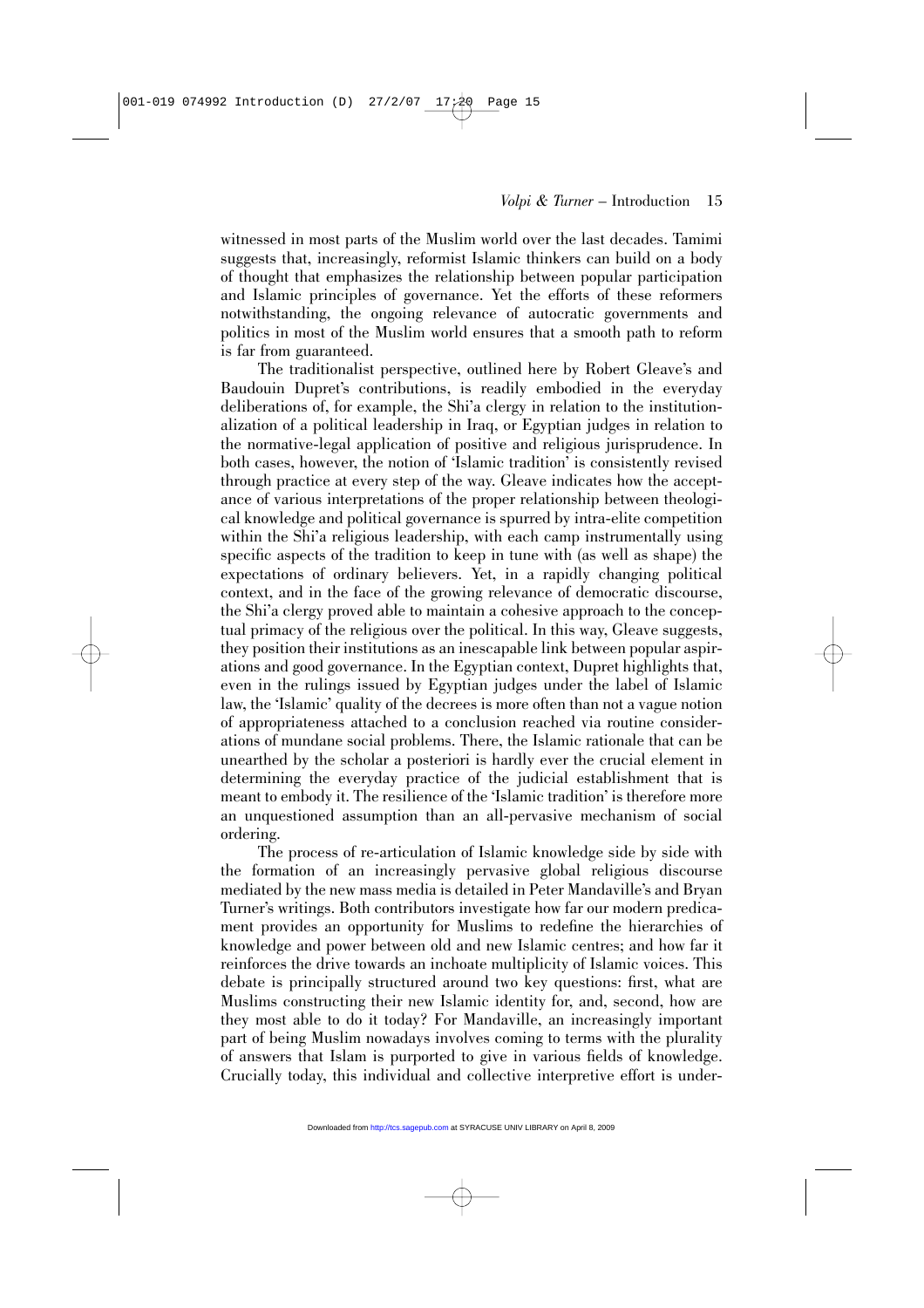witnessed in most parts of the Muslim world over the last decades. Tamimi suggests that, increasingly, reformist Islamic thinkers can build on a body of thought that emphasizes the relationship between popular participation and Islamic principles of governance. Yet the efforts of these reformers notwithstanding, the ongoing relevance of autocratic governments and politics in most of the Muslim world ensures that a smooth path to reform is far from guaranteed.

The traditionalist perspective, outlined here by Robert Gleave's and Baudouin Dupret's contributions, is readily embodied in the everyday deliberations of, for example, the Shi'a clergy in relation to the institutionalization of a political leadership in Iraq, or Egyptian judges in relation to the normative-legal application of positive and religious jurisprudence. In both cases, however, the notion of 'Islamic tradition' is consistently revised through practice at every step of the way. Gleave indicates how the acceptance of various interpretations of the proper relationship between theological knowledge and political governance is spurred by intra-elite competition within the Shi'a religious leadership, with each camp instrumentally using specific aspects of the tradition to keep in tune with (as well as shape) the expectations of ordinary believers. Yet, in a rapidly changing political context, and in the face of the growing relevance of democratic discourse, the Shi'a clergy proved able to maintain a cohesive approach to the conceptual primacy of the religious over the political. In this way, Gleave suggests, they position their institutions as an inescapable link between popular aspirations and good governance. In the Egyptian context, Dupret highlights that, even in the rulings issued by Egyptian judges under the label of Islamic law, the 'Islamic' quality of the decrees is more often than not a vague notion of appropriateness attached to a conclusion reached via routine considerations of mundane social problems. There, the Islamic rationale that can be unearthed by the scholar a posteriori is hardly ever the crucial element in determining the everyday practice of the judicial establishment that is meant to embody it. The resilience of the 'Islamic tradition' is therefore more an unquestioned assumption than an all-pervasive mechanism of social ordering.

The process of re-articulation of Islamic knowledge side by side with the formation of an increasingly pervasive global religious discourse mediated by the new mass media is detailed in Peter Mandaville's and Bryan Turner's writings. Both contributors investigate how far our modern predicament provides an opportunity for Muslims to redefine the hierarchies of knowledge and power between old and new Islamic centres; and how far it reinforces the drive towards an inchoate multiplicity of Islamic voices. This debate is principally structured around two key questions: first, what are Muslims constructing their new Islamic identity for, and, second, how are they most able to do it today? For Mandaville, an increasingly important part of being Muslim nowadays involves coming to terms with the plurality of answers that Islam is purported to give in various fields of knowledge. Crucially today, this individual and collective interpretive effort is under-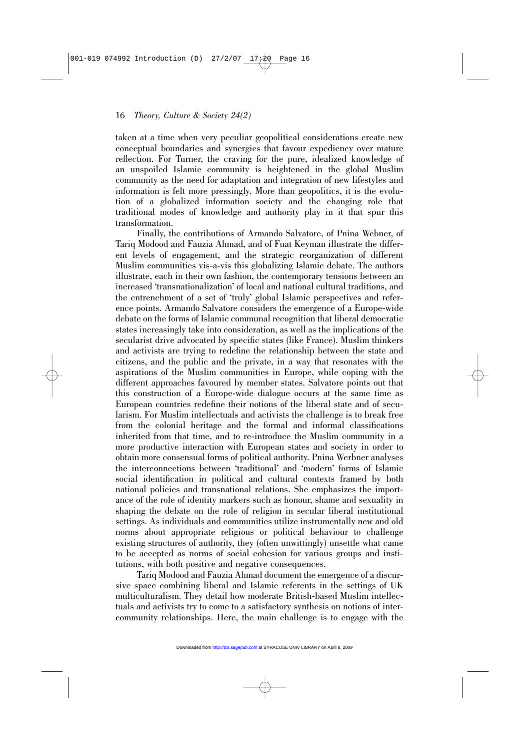taken at a time when very peculiar geopolitical considerations create new conceptual boundaries and synergies that favour expediency over mature reflection. For Turner, the craving for the pure, idealized knowledge of an unspoiled Islamic community is heightened in the global Muslim community as the need for adaptation and integration of new lifestyles and information is felt more pressingly. More than geopolitics, it is the evolution of a globalized information society and the changing role that traditional modes of knowledge and authority play in it that spur this transformation.

Finally, the contributions of Armando Salvatore, of Pnina Webner, of Tariq Modood and Fauzia Ahmad, and of Fuat Keyman illustrate the different levels of engagement, and the strategic reorganization of different Muslim communities vis-a-vis this globalizing Islamic debate. The authors illustrate, each in their own fashion, the contemporary tensions between an increased 'transnationalization' of local and national cultural traditions, and the entrenchment of a set of 'truly' global Islamic perspectives and reference points. Armando Salvatore considers the emergence of a Europe-wide debate on the forms of Islamic communal recognition that liberal democratic states increasingly take into consideration, as well as the implications of the secularist drive advocated by specific states (like France). Muslim thinkers and activists are trying to redefine the relationship between the state and citizens, and the public and the private, in a way that resonates with the aspirations of the Muslim communities in Europe, while coping with the different approaches favoured by member states. Salvatore points out that this construction of a Europe-wide dialogue occurs at the same time as European countries redefine their notions of the liberal state and of secularism. For Muslim intellectuals and activists the challenge is to break free from the colonial heritage and the formal and informal classifications inherited from that time, and to re-introduce the Muslim community in a more productive interaction with European states and society in order to obtain more consensual forms of political authority. Pnina Werbner analyses the interconnections between 'traditional' and 'modern' forms of Islamic social identification in political and cultural contexts framed by both national policies and transnational relations. She emphasizes the importance of the role of identity markers such as honour, shame and sexuality in shaping the debate on the role of religion in secular liberal institutional settings. As individuals and communities utilize instrumentally new and old norms about appropriate religious or political behaviour to challenge existing structures of authority, they (often unwittingly) unsettle what came to be accepted as norms of social cohesion for various groups and institutions, with both positive and negative consequences.

Tariq Modood and Fauzia Ahmad document the emergence of a discursive space combining liberal and Islamic referents in the settings of UK multiculturalism. They detail how moderate British-based Muslim intellectuals and activists try to come to a satisfactory synthesis on notions of intercommunity relationships. Here, the main challenge is to engage with the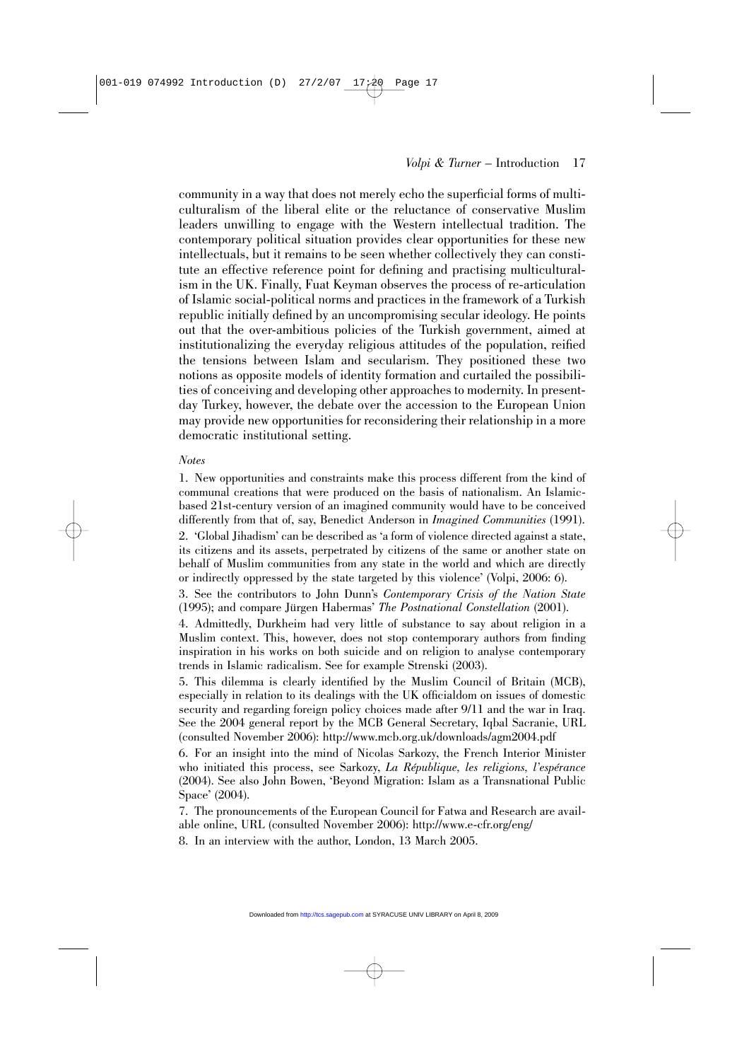community in a way that does not merely echo the superficial forms of multiculturalism of the liberal elite or the reluctance of conservative Muslim leaders unwilling to engage with the Western intellectual tradition. The contemporary political situation provides clear opportunities for these new intellectuals, but it remains to be seen whether collectively they can constitute an effective reference point for defining and practising multiculturalism in the UK. Finally, Fuat Keyman observes the process of re-articulation of Islamic social-political norms and practices in the framework of a Turkish republic initially defined by an uncompromising secular ideology. He points out that the over-ambitious policies of the Turkish government, aimed at institutionalizing the everyday religious attitudes of the population, reified the tensions between Islam and secularism. They positioned these two notions as opposite models of identity formation and curtailed the possibilities of conceiving and developing other approaches to modernity. In present-day Turkey, however, the debate over the accession to the European Union may provide new opportunities for reconsidering their relationship in a more democratic institutional setting.

*Notes*

1. New opportunities and constraints make this process different from the kind of communal creations that were produced on the basis of nationalism. An Islamic-based 21st-century version of an imagined community would have to be conceived differently from that of, say, Benedict Anderson in *Imagined Communities* (1991).

2. 'Global Jihadism' can be described as 'a form of violence directed against a state, its citizens and its assets, perpetrated by citizens of the same or another state on behalf of Muslim communities from any state in the world and which are directly or indirectly oppressed by the state targeted by this violence' (Volpi, 2006: 6).

3. See the contributors to John Dunn's *Contemporary Crisis of the Nation State* (1995); and compare Jürgen Habermas' *The Postnational Constellation* (2001).

4. Admittedly, Durkheim had very little of substance to say about religion in a Muslim context. This, however, does not stop contemporary authors from finding inspiration in his works on both suicide and on religion to analyse contemporary trends in Islamic radicalism. See for example Strenski (2003).

5. This dilemma is clearly identified by the Muslim Council of Britain (MCB), especially in relation to its dealings with the UK officialdom on issues of domestic security and regarding foreign policy choices made after 9/11 and the war in Iraq. See the 2004 general report by the MCB General Secretary, Iqbal Sacranie, URL (consulted November 2006): http://www.mcb.org.uk/downloads/agm2004.pdf

6. For an insight into the mind of Nicolas Sarkozy, the French Interior Minister who initiated this process, see Sarkozy, *La République, les religions, l'espérance* (2004). See also John Bowen, 'Beyond Migration: Islam as a Transnational Public Space' (2004).

7. The pronouncements of the European Council for Fatwa and Research are available online, URL (consulted November 2006): http://www.e-cfr.org/eng/

8. In an interview with the author, London, 13 March 2005.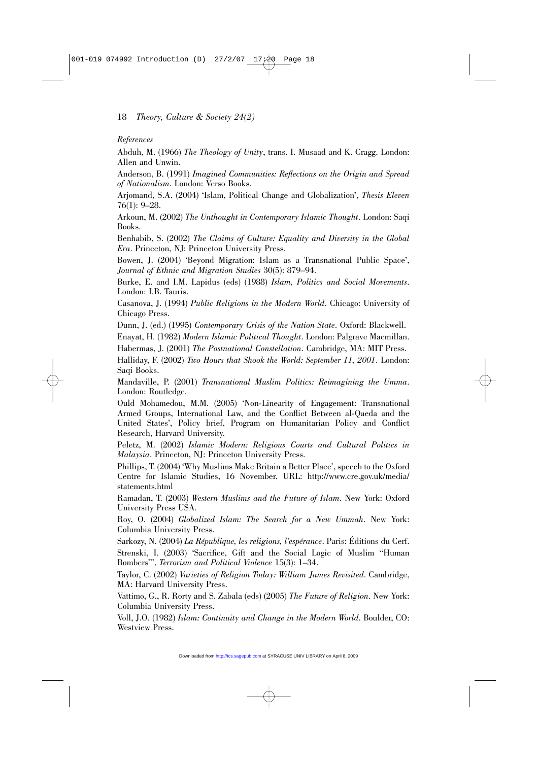*References*

Abduh, M. (1966) *The Theology of Unity*, trans. I. Musaad and K. Cragg. London: Allen and Unwin.

Anderson, B. (1991) *Imagined Communities: Reflections on the Origin and Spread of Nationalism*. London: Verso Books.

Arjomand, S.A. (2004) 'Islam, Political Change and Globalization', *Thesis Eleven* 76(1): 9–28.

Arkoun, M. (2002) *The Unthought in Contemporary Islamic Thought*. London: Saqi Books.

Benhabib, S. (2002) *The Claims of Culture: Equality and Diversity in the Global Era*. Princeton, NJ: Princeton University Press.

Bowen, J. (2004) 'Beyond Migration: Islam as a Transnational Public Space', *Journal of Ethnic and Migration Studies* 30(5): 879–94.

Burke, E. and I.M. Lapidus (eds) (1988) *Islam, Politics and Social Movements*. London: I.B. Tauris.

Casanova, J. (1994) *Public Religions in the Modern World*. Chicago: University of Chicago Press.

Dunn, J. (ed.) (1995) *Contemporary Crisis of the Nation State*. Oxford: Blackwell.

Enayat, H. (1982) *Modern Islamic Political Thought*. London: Palgrave Macmillan.

Habermas, J. (2001) *The Postnational Constellation*. Cambridge, MA: MIT Press.

Halliday, F. (2002) *Two Hours that Shook the World: September 11, 2001*. London: Saqi Books.

Mandaville, P. (2001) *Transnational Muslim Politics: Reimagining the Umma*. London: Routledge.

Ould Mohamedou, M.M. (2005) 'Non-Linearity of Engagement: Transnational Armed Groups, International Law, and the Conflict Between al-Qaeda and the United States', Policy brief, Program on Humanitarian Policy and Conflict Research, Harvard University.

Peletz, M. (2002) *Islamic Modern: Religious Courts and Cultural Politics in Malaysia*. Princeton, NJ: Princeton University Press.

Phillips, T. (2004) 'Why Muslims Make Britain a Better Place', speech to the Oxford Centre for Islamic Studies, 16 November. URL: http://www.cre.gov.uk/media/statements.html

Ramadan, T. (2003) *Western Muslims and the Future of Islam*. New York: Oxford University Press USA.

Roy, O. (2004) *Globalized Islam: The Search for a New Ummah*. New York: Columbia University Press.

Sarkozy, N. (2004) *La République, les religions, l'espérance*. Paris: Éditions du Cerf.

Strenski, I. (2003) 'Sacrifice, Gift and the Social Logic of Muslim "Human Bombers"', *Terrorism and Political Violence* 15(3): 1–34.

Taylor, C. (2002) *Varieties of Religion Today: William James Revisited*. Cambridge, MA: Harvard University Press.

Vattimo, G., R. Rorty and S. Zabala (eds) (2005) *The Future of Religion*. New York: Columbia University Press.

Voll, J.O. (1982) *Islam: Continuity and Change in the Modern World*. Boulder, CO: Westview Press.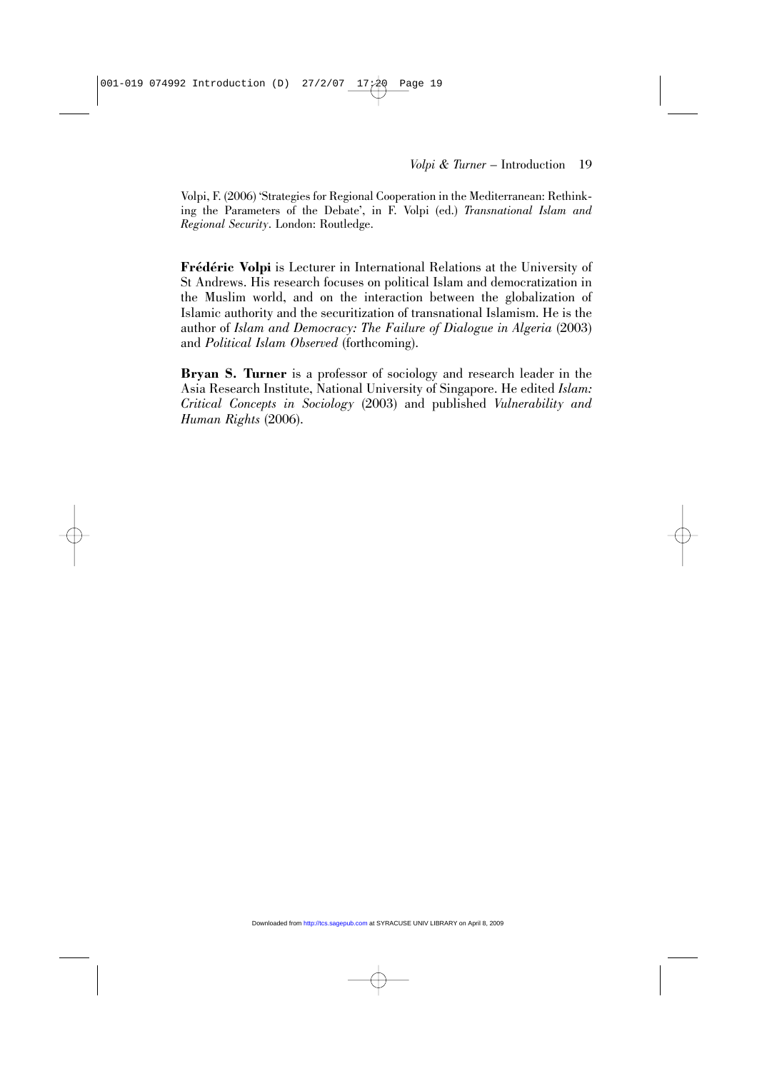Volpi, F. (2006) 'Strategies for Regional Cooperation in the Mediterranean: Rethinking the Parameters of the Debate', in F. Volpi (ed.) *Transnational Islam and Regional Security*. London: Routledge.

**Frédéric Volpi** is Lecturer in International Relations at the University of St Andrews. His research focuses on political Islam and democratization in the Muslim world, and on the interaction between the globalization of Islamic authority and the securitization of transnational Islamism. He is the author of *Islam and Democracy: The Failure of Dialogue in Algeria* (2003) and *Political Islam Observed* (forthcoming).

**Bryan S. Turner** is a professor of sociology and research leader in the Asia Research Institute, National University of Singapore. He edited *Islam: Critical Concepts in Sociology* (2003) and published *Vulnerability and Human Rights* (2006).